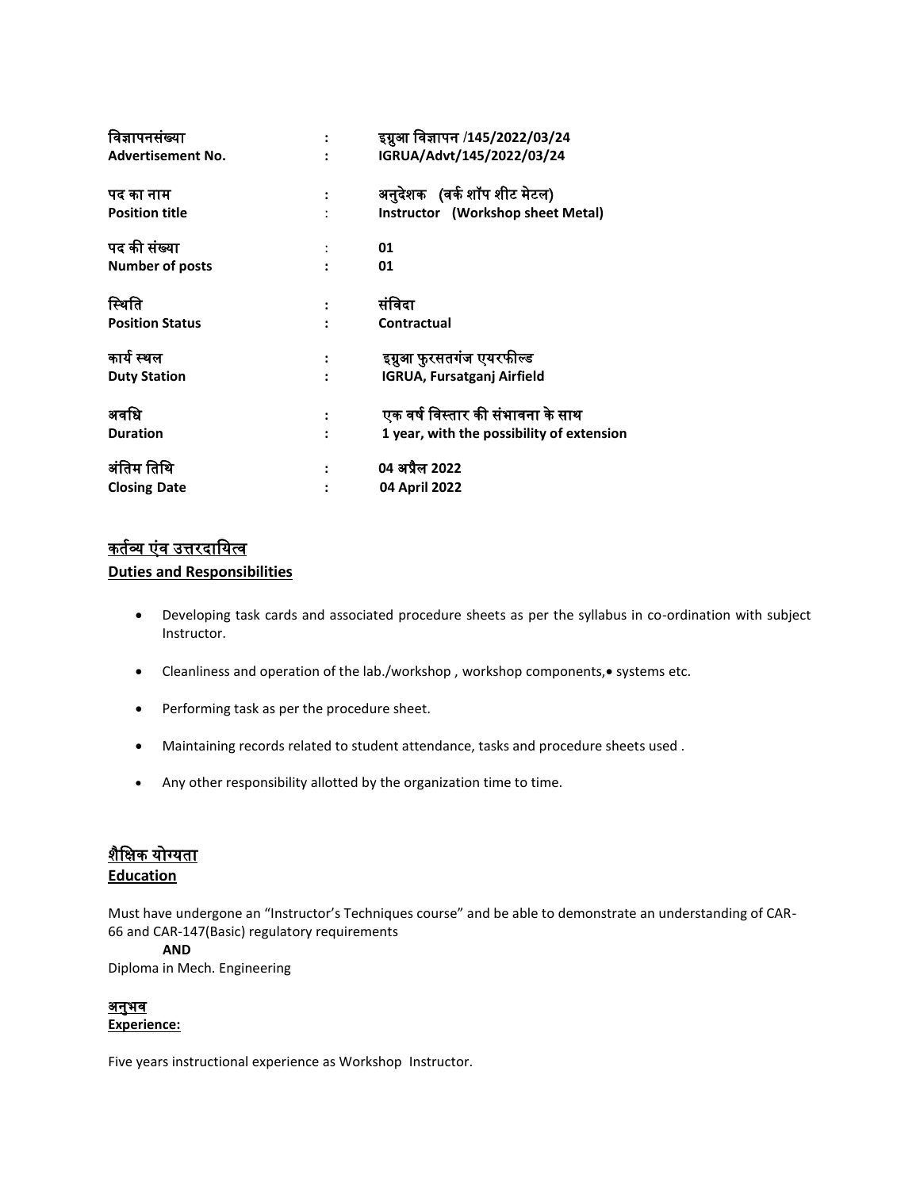| | | |
|---|---|---|
| **विज्ञापनसंख्या** | **:** | **इग्रुआ विज्ञापन /145/2022/03/24** |
| **Advertisement No.** | **:** | **IGRUA/Advt/145/2022/03/24** |
| **पद का नाम** | **:** | **अनुदेशक (वर्क शॉप शीट मेटल)** |
| **Position title** | : | **Instructor (Workshop sheet Metal)** |
| **पद की संख्या** | : | **01** |
| **Number of posts** | **:** | **01** |
| **स्थिति** | **:** | **संविदा** |
| **Position Status** | **:** | **Contractual** |
| **कार्य स्थल** | **:** | **इग्रुआ फुरसतगंज एयरफील्ड** |
| **Duty Station** | **:** | **IGRUA, Fursatganj Airfield** |
| **अवधि** | **:** | **एक वर्ष विस्तार की संभावना के साथ** |
| **Duration** | **:** | **1 year, with the possibility of extension** |
| **अंतिम तिथि** | **:** | **04 अप्रैल 2022** |
| **Closing Date** | **:** | **04 April 2022** |

## कर्तव्य एंव उत्तरदायित्व
## Duties and Responsibilities

- Developing task cards and associated procedure sheets as per the syllabus in co-ordination with subject Instructor.
- Cleanliness and operation of the lab./workshop , workshop components,• systems etc.
- Performing task as per the procedure sheet.
- Maintaining records related to student attendance, tasks and procedure sheets used .
- Any other responsibility allotted by the organization time to time.

## शैक्षिक योग्यता
## Education

Must have undergone an "Instructor's Techniques course" and be able to demonstrate an understanding of CAR-66 and CAR-147(Basic) regulatory requirements

**AND**

Diploma in Mech. Engineering

## अनुभव
## Experience:

Five years instructional experience as Workshop Instructor.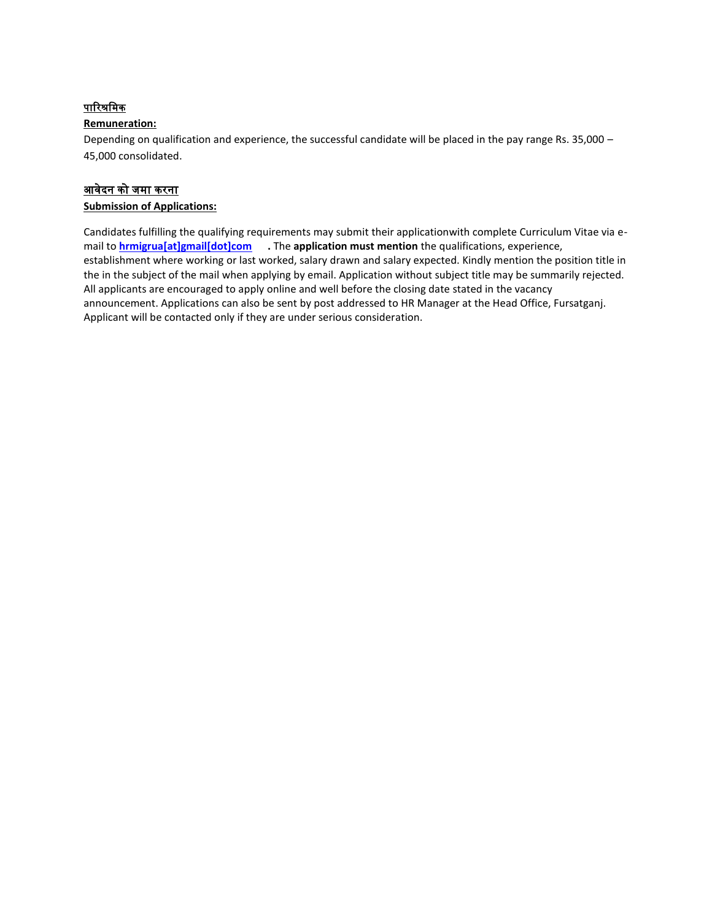**पारिश्रमिक**

**Remuneration:**

Depending on qualification and experience, the successful candidate will be placed in the pay range Rs. 35,000 – 45,000 consolidated.

**आवेदन को जमा करना**

**Submission of Applications:**

Candidates fulfilling the qualifying requirements may submit their applicationwith complete Curriculum Vitae via e-mail to **hrmigrua[at]gmail[dot]com** **.** The **application must mention** the qualifications, experience, establishment where working or last worked, salary drawn and salary expected. Kindly mention the position title in the in the subject of the mail when applying by email. Application without subject title may be summarily rejected. All applicants are encouraged to apply online and well before the closing date stated in the vacancy announcement. Applications can also be sent by post addressed to HR Manager at the Head Office, Fursatganj. Applicant will be contacted only if they are under serious consideration.